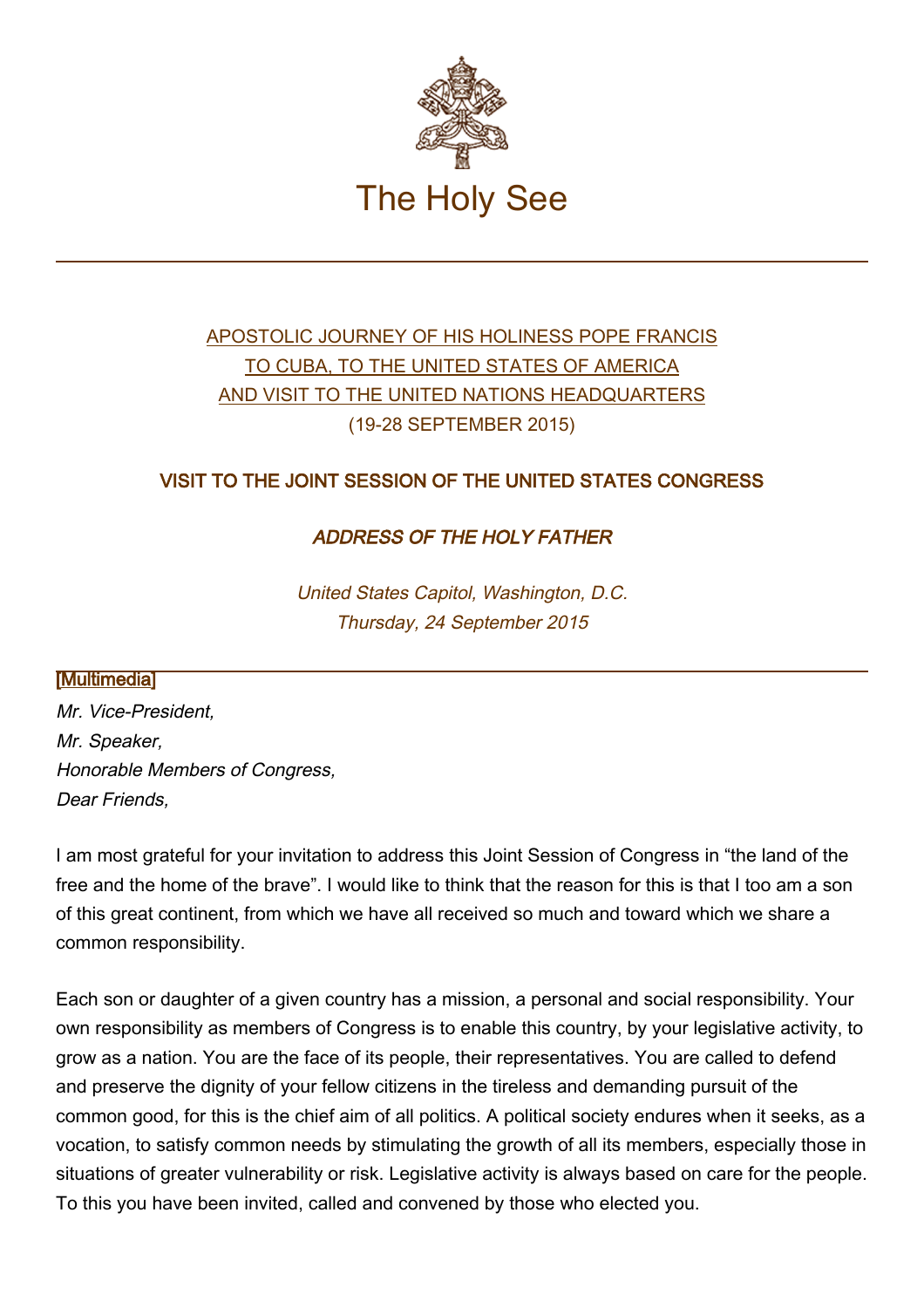The Holy See

---

[APOSTOLIC JOURNEY OF HIS HOLINESS POPE FRANCIS TO CUBA, TO THE UNITED STATES OF AMERICA AND VISIT TO THE UNITED NATIONS HEADQUARTERS](#)
(19-28 SEPTEMBER 2015)

## VISIT TO THE JOINT SESSION OF THE UNITED STATES CONGRESS

### *ADDRESS OF THE HOLY FATHER*

*United States Capitol, Washington, D.C.*
*Thursday, 24 September 2015*

[Multimedia]

---

*Mr. Vice-President,*
*Mr. Speaker,*
*Honorable Members of Congress,*
*Dear Friends,*

I am most grateful for your invitation to address this Joint Session of Congress in "the land of the free and the home of the brave". I would like to think that the reason for this is that I too am a son of this great continent, from which we have all received so much and toward which we share a common responsibility.

Each son or daughter of a given country has a mission, a personal and social responsibility. Your own responsibility as members of Congress is to enable this country, by your legislative activity, to grow as a nation. You are the face of its people, their representatives. You are called to defend and preserve the dignity of your fellow citizens in the tireless and demanding pursuit of the common good, for this is the chief aim of all politics. A political society endures when it seeks, as a vocation, to satisfy common needs by stimulating the growth of all its members, especially those in situations of greater vulnerability or risk. Legislative activity is always based on care for the people. To this you have been invited, called and convened by those who elected you.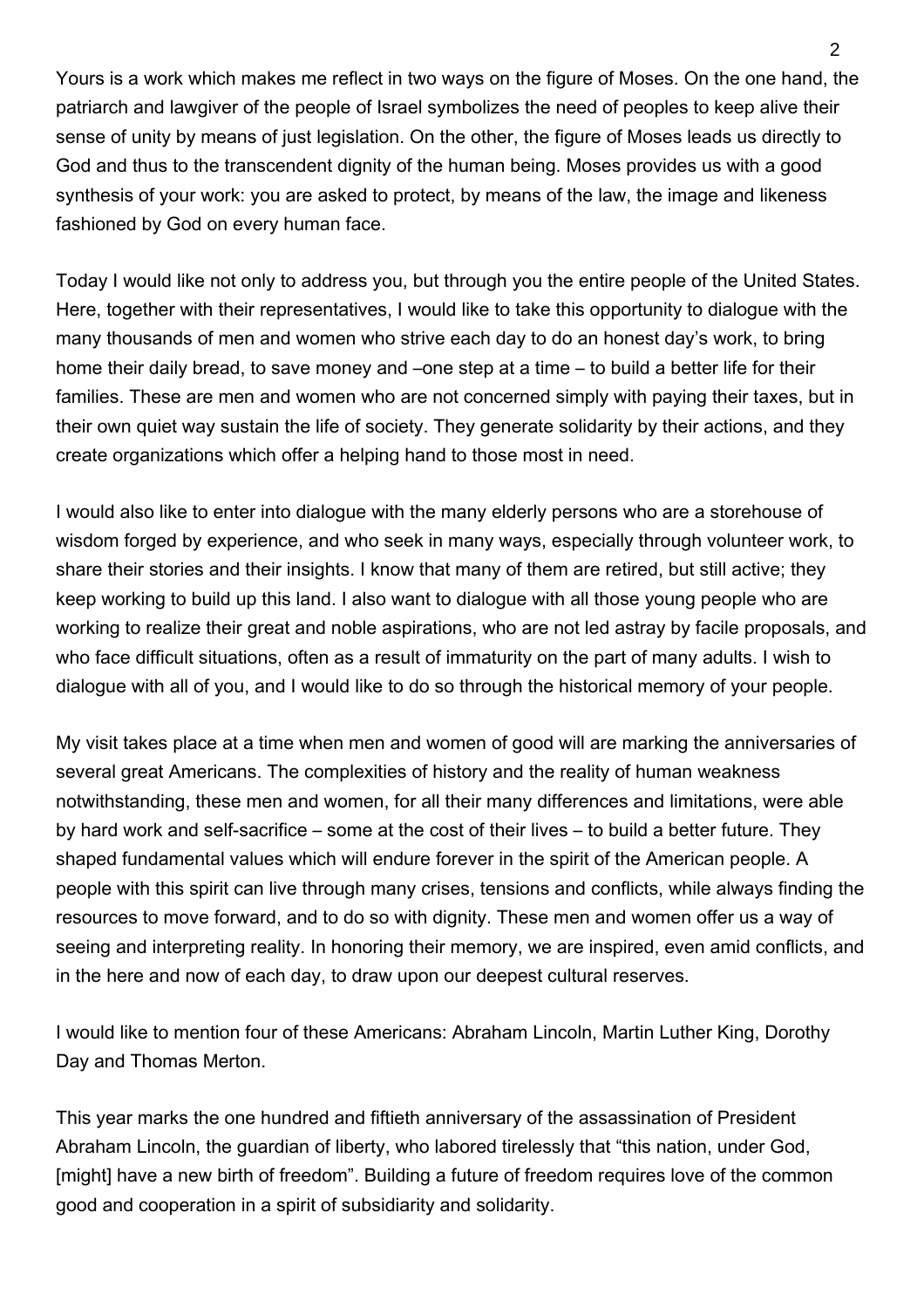Yours is a work which makes me reflect in two ways on the figure of Moses. On the one hand, the patriarch and lawgiver of the people of Israel symbolizes the need of peoples to keep alive their sense of unity by means of just legislation. On the other, the figure of Moses leads us directly to God and thus to the transcendent dignity of the human being. Moses provides us with a good synthesis of your work: you are asked to protect, by means of the law, the image and likeness fashioned by God on every human face.

Today I would like not only to address you, but through you the entire people of the United States. Here, together with their representatives, I would like to take this opportunity to dialogue with the many thousands of men and women who strive each day to do an honest day's work, to bring home their daily bread, to save money and –one step at a time – to build a better life for their families. These are men and women who are not concerned simply with paying their taxes, but in their own quiet way sustain the life of society. They generate solidarity by their actions, and they create organizations which offer a helping hand to those most in need.

I would also like to enter into dialogue with the many elderly persons who are a storehouse of wisdom forged by experience, and who seek in many ways, especially through volunteer work, to share their stories and their insights. I know that many of them are retired, but still active; they keep working to build up this land. I also want to dialogue with all those young people who are working to realize their great and noble aspirations, who are not led astray by facile proposals, and who face difficult situations, often as a result of immaturity on the part of many adults. I wish to dialogue with all of you, and I would like to do so through the historical memory of your people.

My visit takes place at a time when men and women of good will are marking the anniversaries of several great Americans. The complexities of history and the reality of human weakness notwithstanding, these men and women, for all their many differences and limitations, were able by hard work and self-sacrifice – some at the cost of their lives – to build a better future. They shaped fundamental values which will endure forever in the spirit of the American people. A people with this spirit can live through many crises, tensions and conflicts, while always finding the resources to move forward, and to do so with dignity. These men and women offer us a way of seeing and interpreting reality. In honoring their memory, we are inspired, even amid conflicts, and in the here and now of each day, to draw upon our deepest cultural reserves.

I would like to mention four of these Americans: Abraham Lincoln, Martin Luther King, Dorothy Day and Thomas Merton.

This year marks the one hundred and fiftieth anniversary of the assassination of President Abraham Lincoln, the guardian of liberty, who labored tirelessly that "this nation, under God, [might] have a new birth of freedom". Building a future of freedom requires love of the common good and cooperation in a spirit of subsidiarity and solidarity.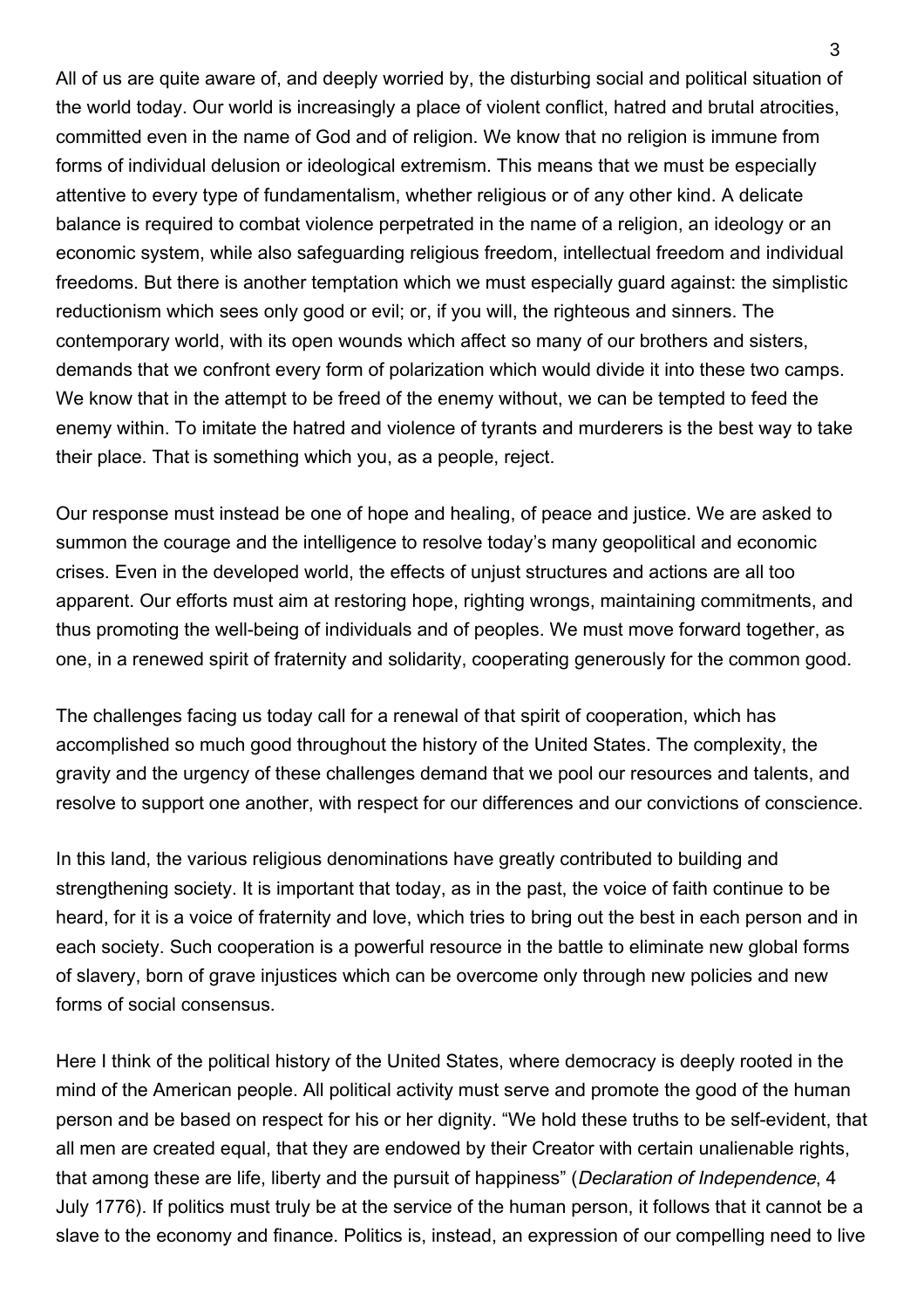All of us are quite aware of, and deeply worried by, the disturbing social and political situation of the world today. Our world is increasingly a place of violent conflict, hatred and brutal atrocities, committed even in the name of God and of religion. We know that no religion is immune from forms of individual delusion or ideological extremism. This means that we must be especially attentive to every type of fundamentalism, whether religious or of any other kind. A delicate balance is required to combat violence perpetrated in the name of a religion, an ideology or an economic system, while also safeguarding religious freedom, intellectual freedom and individual freedoms. But there is another temptation which we must especially guard against: the simplistic reductionism which sees only good or evil; or, if you will, the righteous and sinners. The contemporary world, with its open wounds which affect so many of our brothers and sisters, demands that we confront every form of polarization which would divide it into these two camps. We know that in the attempt to be freed of the enemy without, we can be tempted to feed the enemy within. To imitate the hatred and violence of tyrants and murderers is the best way to take their place. That is something which you, as a people, reject.

Our response must instead be one of hope and healing, of peace and justice. We are asked to summon the courage and the intelligence to resolve today's many geopolitical and economic crises. Even in the developed world, the effects of unjust structures and actions are all too apparent. Our efforts must aim at restoring hope, righting wrongs, maintaining commitments, and thus promoting the well-being of individuals and of peoples. We must move forward together, as one, in a renewed spirit of fraternity and solidarity, cooperating generously for the common good.

The challenges facing us today call for a renewal of that spirit of cooperation, which has accomplished so much good throughout the history of the United States. The complexity, the gravity and the urgency of these challenges demand that we pool our resources and talents, and resolve to support one another, with respect for our differences and our convictions of conscience.

In this land, the various religious denominations have greatly contributed to building and strengthening society. It is important that today, as in the past, the voice of faith continue to be heard, for it is a voice of fraternity and love, which tries to bring out the best in each person and in each society. Such cooperation is a powerful resource in the battle to eliminate new global forms of slavery, born of grave injustices which can be overcome only through new policies and new forms of social consensus.

Here I think of the political history of the United States, where democracy is deeply rooted in the mind of the American people. All political activity must serve and promote the good of the human person and be based on respect for his or her dignity. "We hold these truths to be self-evident, that all men are created equal, that they are endowed by their Creator with certain unalienable rights, that among these are life, liberty and the pursuit of happiness" (*Declaration of Independence*, 4 July 1776). If politics must truly be at the service of the human person, it follows that it cannot be a slave to the economy and finance. Politics is, instead, an expression of our compelling need to live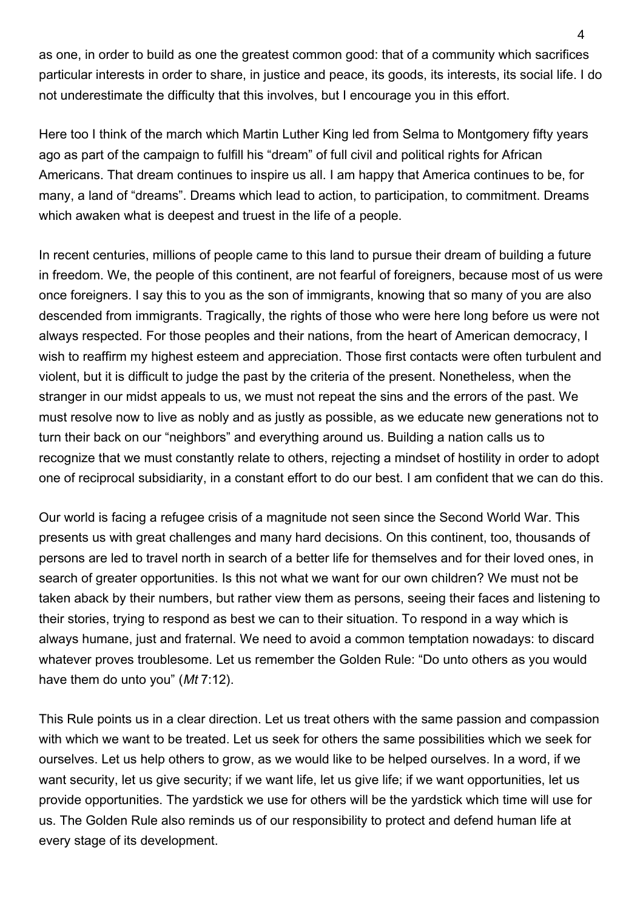as one, in order to build as one the greatest common good: that of a community which sacrifices particular interests in order to share, in justice and peace, its goods, its interests, its social life. I do not underestimate the difficulty that this involves, but I encourage you in this effort.

Here too I think of the march which Martin Luther King led from Selma to Montgomery fifty years ago as part of the campaign to fulfill his "dream" of full civil and political rights for African Americans. That dream continues to inspire us all. I am happy that America continues to be, for many, a land of "dreams". Dreams which lead to action, to participation, to commitment. Dreams which awaken what is deepest and truest in the life of a people.

In recent centuries, millions of people came to this land to pursue their dream of building a future in freedom. We, the people of this continent, are not fearful of foreigners, because most of us were once foreigners. I say this to you as the son of immigrants, knowing that so many of you are also descended from immigrants. Tragically, the rights of those who were here long before us were not always respected. For those peoples and their nations, from the heart of American democracy, I wish to reaffirm my highest esteem and appreciation. Those first contacts were often turbulent and violent, but it is difficult to judge the past by the criteria of the present. Nonetheless, when the stranger in our midst appeals to us, we must not repeat the sins and the errors of the past. We must resolve now to live as nobly and as justly as possible, as we educate new generations not to turn their back on our "neighbors" and everything around us. Building a nation calls us to recognize that we must constantly relate to others, rejecting a mindset of hostility in order to adopt one of reciprocal subsidiarity, in a constant effort to do our best. I am confident that we can do this.

Our world is facing a refugee crisis of a magnitude not seen since the Second World War. This presents us with great challenges and many hard decisions. On this continent, too, thousands of persons are led to travel north in search of a better life for themselves and for their loved ones, in search of greater opportunities. Is this not what we want for our own children? We must not be taken aback by their numbers, but rather view them as persons, seeing their faces and listening to their stories, trying to respond as best we can to their situation. To respond in a way which is always humane, just and fraternal. We need to avoid a common temptation nowadays: to discard whatever proves troublesome. Let us remember the Golden Rule: "Do unto others as you would have them do unto you" (*Mt* 7:12).

This Rule points us in a clear direction. Let us treat others with the same passion and compassion with which we want to be treated. Let us seek for others the same possibilities which we seek for ourselves. Let us help others to grow, as we would like to be helped ourselves. In a word, if we want security, let us give security; if we want life, let us give life; if we want opportunities, let us provide opportunities. The yardstick we use for others will be the yardstick which time will use for us. The Golden Rule also reminds us of our responsibility to protect and defend human life at every stage of its development.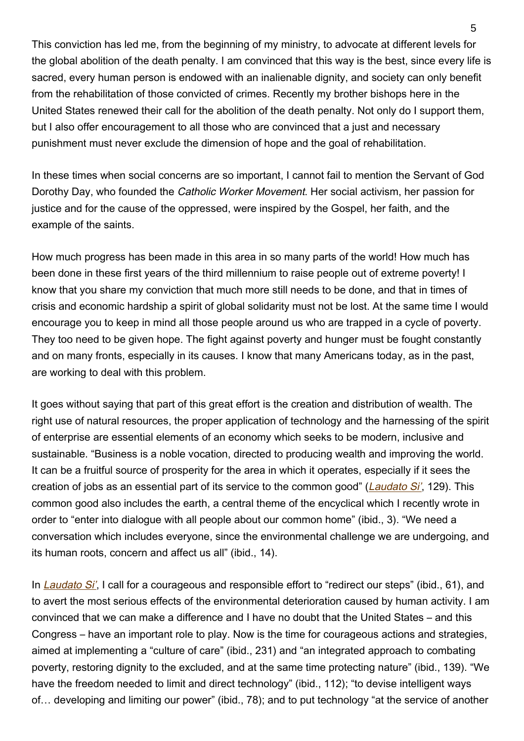This conviction has led me, from the beginning of my ministry, to advocate at different levels for the global abolition of the death penalty. I am convinced that this way is the best, since every life is sacred, every human person is endowed with an inalienable dignity, and society can only benefit from the rehabilitation of those convicted of crimes. Recently my brother bishops here in the United States renewed their call for the abolition of the death penalty. Not only do I support them, but I also offer encouragement to all those who are convinced that a just and necessary punishment must never exclude the dimension of hope and the goal of rehabilitation.

In these times when social concerns are so important, I cannot fail to mention the Servant of God Dorothy Day, who founded the *Catholic Worker Movement*. Her social activism, her passion for justice and for the cause of the oppressed, were inspired by the Gospel, her faith, and the example of the saints.

How much progress has been made in this area in so many parts of the world! How much has been done in these first years of the third millennium to raise people out of extreme poverty! I know that you share my conviction that much more still needs to be done, and that in times of crisis and economic hardship a spirit of global solidarity must not be lost. At the same time I would encourage you to keep in mind all those people around us who are trapped in a cycle of poverty. They too need to be given hope. The fight against poverty and hunger must be fought constantly and on many fronts, especially in its causes. I know that many Americans today, as in the past, are working to deal with this problem.

It goes without saying that part of this great effort is the creation and distribution of wealth. The right use of natural resources, the proper application of technology and the harnessing of the spirit of enterprise are essential elements of an economy which seeks to be modern, inclusive and sustainable. "Business is a noble vocation, directed to producing wealth and improving the world. It can be a fruitful source of prosperity for the area in which it operates, especially if it sees the creation of jobs as an essential part of its service to the common good" (*Laudato Si'*, 129). This common good also includes the earth, a central theme of the encyclical which I recently wrote in order to "enter into dialogue with all people about our common home" (ibid., 3). "We need a conversation which includes everyone, since the environmental challenge we are undergoing, and its human roots, concern and affect us all" (ibid., 14).

In *Laudato Si'*, I call for a courageous and responsible effort to "redirect our steps" (ibid., 61), and to avert the most serious effects of the environmental deterioration caused by human activity. I am convinced that we can make a difference and I have no doubt that the United States – and this Congress – have an important role to play. Now is the time for courageous actions and strategies, aimed at implementing a "culture of care" (ibid., 231) and "an integrated approach to combating poverty, restoring dignity to the excluded, and at the same time protecting nature" (ibid., 139). "We have the freedom needed to limit and direct technology" (ibid., 112); "to devise intelligent ways of… developing and limiting our power" (ibid., 78); and to put technology "at the service of another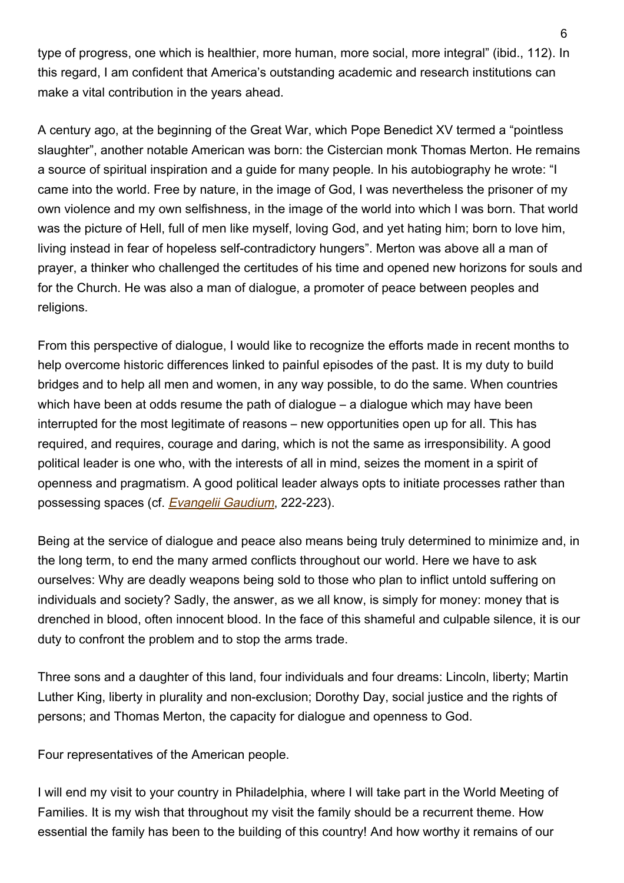type of progress, one which is healthier, more human, more social, more integral" (ibid., 112). In this regard, I am confident that America's outstanding academic and research institutions can make a vital contribution in the years ahead.

A century ago, at the beginning of the Great War, which Pope Benedict XV termed a "pointless slaughter", another notable American was born: the Cistercian monk Thomas Merton. He remains a source of spiritual inspiration and a guide for many people. In his autobiography he wrote: "I came into the world. Free by nature, in the image of God, I was nevertheless the prisoner of my own violence and my own selfishness, in the image of the world into which I was born. That world was the picture of Hell, full of men like myself, loving God, and yet hating him; born to love him, living instead in fear of hopeless self-contradictory hungers". Merton was above all a man of prayer, a thinker who challenged the certitudes of his time and opened new horizons for souls and for the Church. He was also a man of dialogue, a promoter of peace between peoples and religions.

From this perspective of dialogue, I would like to recognize the efforts made in recent months to help overcome historic differences linked to painful episodes of the past. It is my duty to build bridges and to help all men and women, in any way possible, to do the same. When countries which have been at odds resume the path of dialogue – a dialogue which may have been interrupted for the most legitimate of reasons – new opportunities open up for all. This has required, and requires, courage and daring, which is not the same as irresponsibility. A good political leader is one who, with the interests of all in mind, seizes the moment in a spirit of openness and pragmatism. A good political leader always opts to initiate processes rather than possessing spaces (cf. *Evangelii Gaudium*, 222-223).

Being at the service of dialogue and peace also means being truly determined to minimize and, in the long term, to end the many armed conflicts throughout our world. Here we have to ask ourselves: Why are deadly weapons being sold to those who plan to inflict untold suffering on individuals and society? Sadly, the answer, as we all know, is simply for money: money that is drenched in blood, often innocent blood. In the face of this shameful and culpable silence, it is our duty to confront the problem and to stop the arms trade.

Three sons and a daughter of this land, four individuals and four dreams: Lincoln, liberty; Martin Luther King, liberty in plurality and non-exclusion; Dorothy Day, social justice and the rights of persons; and Thomas Merton, the capacity for dialogue and openness to God.

Four representatives of the American people.

I will end my visit to your country in Philadelphia, where I will take part in the World Meeting of Families. It is my wish that throughout my visit the family should be a recurrent theme. How essential the family has been to the building of this country! And how worthy it remains of our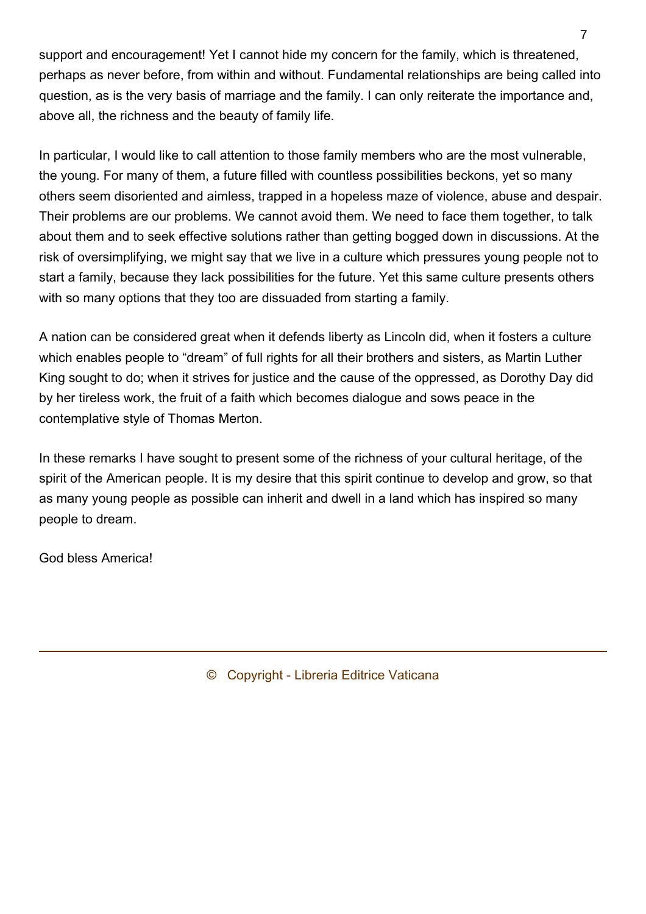support and encouragement! Yet I cannot hide my concern for the family, which is threatened, perhaps as never before, from within and without. Fundamental relationships are being called into question, as is the very basis of marriage and the family. I can only reiterate the importance and, above all, the richness and the beauty of family life.

In particular, I would like to call attention to those family members who are the most vulnerable, the young. For many of them, a future filled with countless possibilities beckons, yet so many others seem disoriented and aimless, trapped in a hopeless maze of violence, abuse and despair. Their problems are our problems. We cannot avoid them. We need to face them together, to talk about them and to seek effective solutions rather than getting bogged down in discussions. At the risk of oversimplifying, we might say that we live in a culture which pressures young people not to start a family, because they lack possibilities for the future. Yet this same culture presents others with so many options that they too are dissuaded from starting a family.

A nation can be considered great when it defends liberty as Lincoln did, when it fosters a culture which enables people to "dream" of full rights for all their brothers and sisters, as Martin Luther King sought to do; when it strives for justice and the cause of the oppressed, as Dorothy Day did by her tireless work, the fruit of a faith which becomes dialogue and sows peace in the contemplative style of Thomas Merton.

In these remarks I have sought to present some of the richness of your cultural heritage, of the spirit of the American people. It is my desire that this spirit continue to develop and grow, so that as many young people as possible can inherit and dwell in a land which has inspired so many people to dream.

God bless America!

---

© Copyright - Libreria Editrice Vaticana